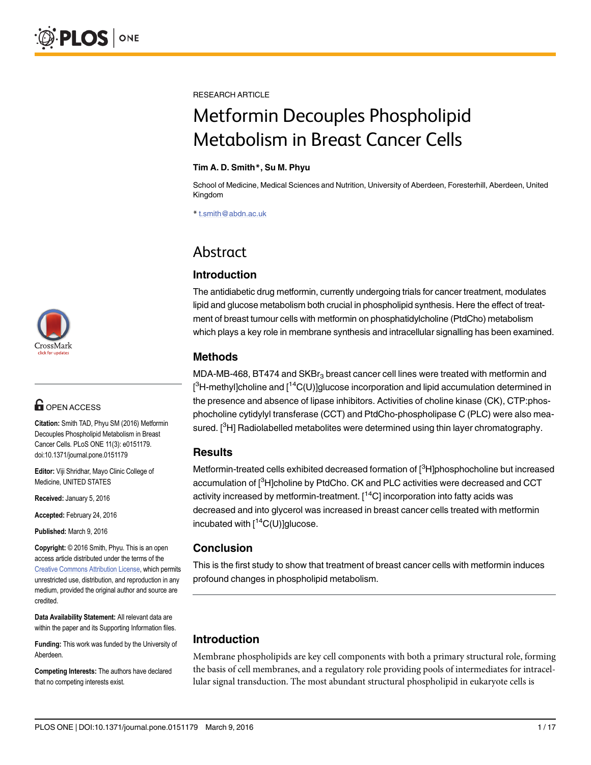RESEARCH ARTICLE

# Metformin Decouples Phospholipid Metabolism in Breast Cancer Cells

**Tim A. D. Smith\*, Su M. Phyu**

School of Medicine, Medical Sciences and Nutrition, University of Aberdeen, Foresterhill, Aberdeen, United Kingdom

\* t.smith@abdn.ac.uk

OPEN ACCESS

**Citation:** Smith TAD, Phyu SM (2016) Metformin Decouples Phospholipid Metabolism in Breast Cancer Cells. PLoS ONE 11(3): e0151179. doi:10.1371/journal.pone.0151179

**Editor:** Viji Shridhar, Mayo Clinic College of Medicine, UNITED STATES

**Received:** January 5, 2016

**Accepted:** February 24, 2016

**Published:** March 9, 2016

**Copyright:** © 2016 Smith, Phyu. This is an open access article distributed under the terms of the Creative Commons Attribution License, which permits unrestricted use, distribution, and reproduction in any medium, provided the original author and source are credited.

**Data Availability Statement:** All relevant data are within the paper and its Supporting Information files.

**Funding:** This work was funded by the University of Aberdeen.

**Competing Interests:** The authors have declared that no competing interests exist.

## Abstract

### Introduction

The antidiabetic drug metformin, currently undergoing trials for cancer treatment, modulates lipid and glucose metabolism both crucial in phospholipid synthesis. Here the effect of treatment of breast tumour cells with metformin on phosphatidylcholine (PtdCho) metabolism which plays a key role in membrane synthesis and intracellular signalling has been examined.

### Methods

MDA-MB-468, BT474 and $SKBr_3$ breast cancer cell lines were treated with metformin and [$^3$H-methyl]choline and [$^{14}$C(U)]glucose incorporation and lipid accumulation determined in the presence and absence of lipase inhibitors. Activities of choline kinase (CK), CTP:phosphocholine cytidylyl transferase (CCT) and PtdCho-phospholipase C (PLC) were also measured. [$^3$H] Radiolabelled metabolites were determined using thin layer chromatography.

### Results

Metformin-treated cells exhibited decreased formation of [$^3$H]phosphocholine but increased accumulation of [$^3$H]choline by PtdCho. CK and PLC activities were decreased and CCT activity increased by metformin-treatment. [$^{14}$C] incorporation into fatty acids was decreased and into glycerol was increased in breast cancer cells treated with metformin incubated with [$^{14}$C(U)]glucose.

### Conclusion

This is the first study to show that treatment of breast cancer cells with metformin induces profound changes in phospholipid metabolism.

## Introduction

Membrane phospholipids are key cell components with both a primary structural role, forming the basis of cell membranes, and a regulatory role providing pools of intermediates for intracellular signal transduction. The most abundant structural phospholipid in eukaryote cells is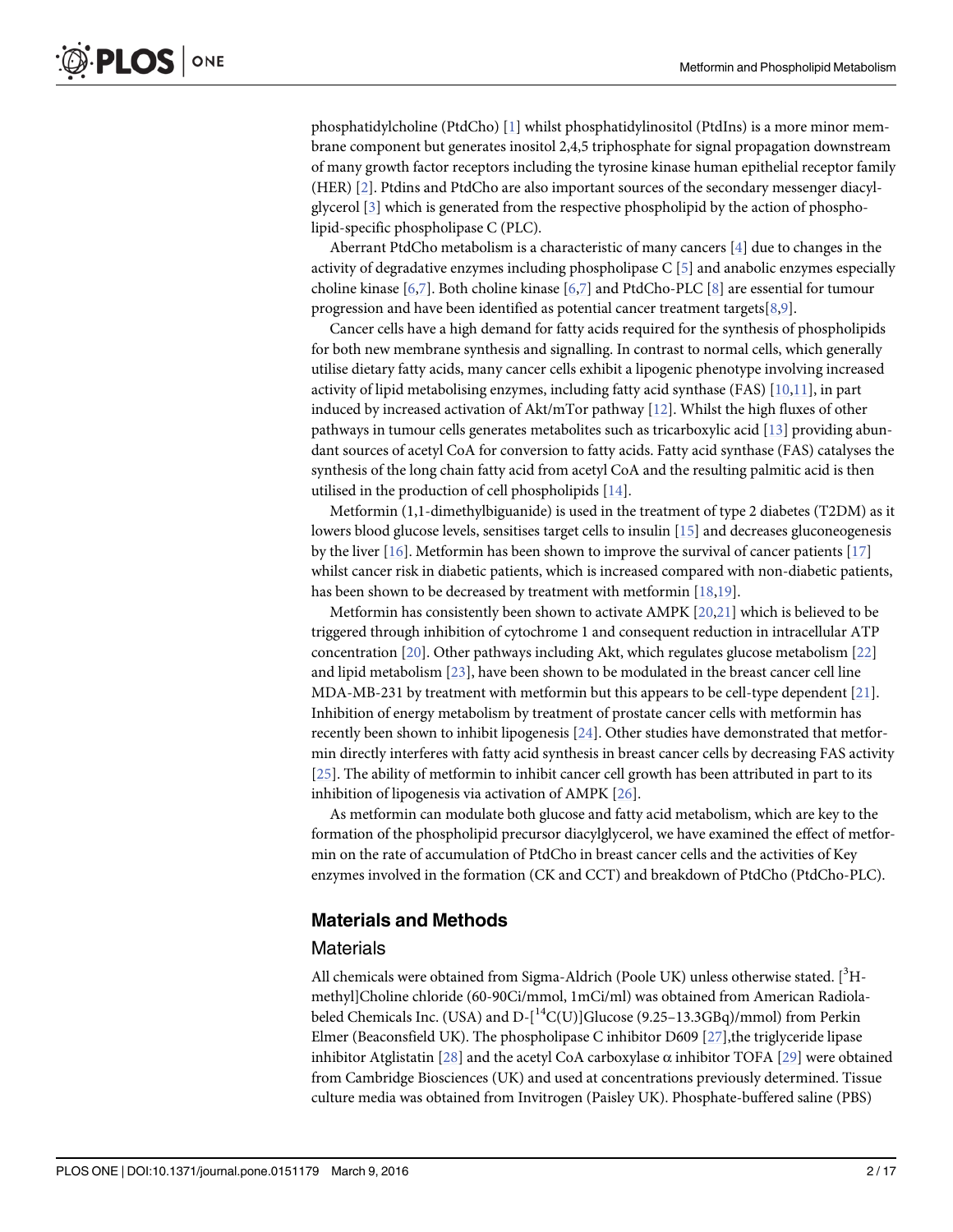phosphatidylcholine (PtdCho) [1] whilst phosphatidylinositol (PtdIns) is a more minor membrane component but generates inositol 2,4,5 triphosphate for signal propagation downstream of many growth factor receptors including the tyrosine kinase human epithelial receptor family (HER) [2]. Ptdins and PtdCho are also important sources of the secondary messenger diacylglycerol [3] which is generated from the respective phospholipid by the action of phospholipid-specific phospholipase C (PLC).

Aberrant PtdCho metabolism is a characteristic of many cancers [4] due to changes in the activity of degradative enzymes including phospholipase C [5] and anabolic enzymes especially choline kinase [6,7]. Both choline kinase [6,7] and PtdCho-PLC [8] are essential for tumour progression and have been identified as potential cancer treatment targets[8,9].

Cancer cells have a high demand for fatty acids required for the synthesis of phospholipids for both new membrane synthesis and signalling. In contrast to normal cells, which generally utilise dietary fatty acids, many cancer cells exhibit a lipogenic phenotype involving increased activity of lipid metabolising enzymes, including fatty acid synthase (FAS) [10,11], in part induced by increased activation of Akt/mTor pathway [12]. Whilst the high fluxes of other pathways in tumour cells generates metabolites such as tricarboxylic acid [13] providing abundant sources of acetyl CoA for conversion to fatty acids. Fatty acid synthase (FAS) catalyses the synthesis of the long chain fatty acid from acetyl CoA and the resulting palmitic acid is then utilised in the production of cell phospholipids [14].

Metformin (1,1-dimethylbiguanide) is used in the treatment of type 2 diabetes (T2DM) as it lowers blood glucose levels, sensitises target cells to insulin [15] and decreases gluconeogenesis by the liver [16]. Metformin has been shown to improve the survival of cancer patients [17] whilst cancer risk in diabetic patients, which is increased compared with non-diabetic patients, has been shown to be decreased by treatment with metformin [18,19].

Metformin has consistently been shown to activate AMPK [20,21] which is believed to be triggered through inhibition of cytochrome 1 and consequent reduction in intracellular ATP concentration [20]. Other pathways including Akt, which regulates glucose metabolism [22] and lipid metabolism [23], have been shown to be modulated in the breast cancer cell line MDA-MB-231 by treatment with metformin but this appears to be cell-type dependent [21]. Inhibition of energy metabolism by treatment of prostate cancer cells with metformin has recently been shown to inhibit lipogenesis [24]. Other studies have demonstrated that metformin directly interferes with fatty acid synthesis in breast cancer cells by decreasing FAS activity [25]. The ability of metformin to inhibit cancer cell growth has been attributed in part to its inhibition of lipogenesis via activation of AMPK [26].

As metformin can modulate both glucose and fatty acid metabolism, which are key to the formation of the phospholipid precursor diacylglycerol, we have examined the effect of metformin on the rate of accumulation of PtdCho in breast cancer cells and the activities of Key enzymes involved in the formation (CK and CCT) and breakdown of PtdCho (PtdCho-PLC).

## Materials and Methods

### Materials

All chemicals were obtained from Sigma-Aldrich (Poole UK) unless otherwise stated. [$^3$H-methyl]Choline chloride (60-90Ci/mmol, 1mCi/ml) was obtained from American Radiolabeled Chemicals Inc. (USA) and D-[$^{14}$C(U)]Glucose (9.25–13.3GBq)/mmol) from Perkin Elmer (Beaconsfield UK). The phospholipase C inhibitor D609 [27],the triglyceride lipase inhibitor Atglistatin [28] and the acetyl CoA carboxylase α inhibitor TOFA [29] were obtained from Cambridge Biosciences (UK) and used at concentrations previously determined. Tissue culture media was obtained from Invitrogen (Paisley UK). Phosphate-buffered saline (PBS)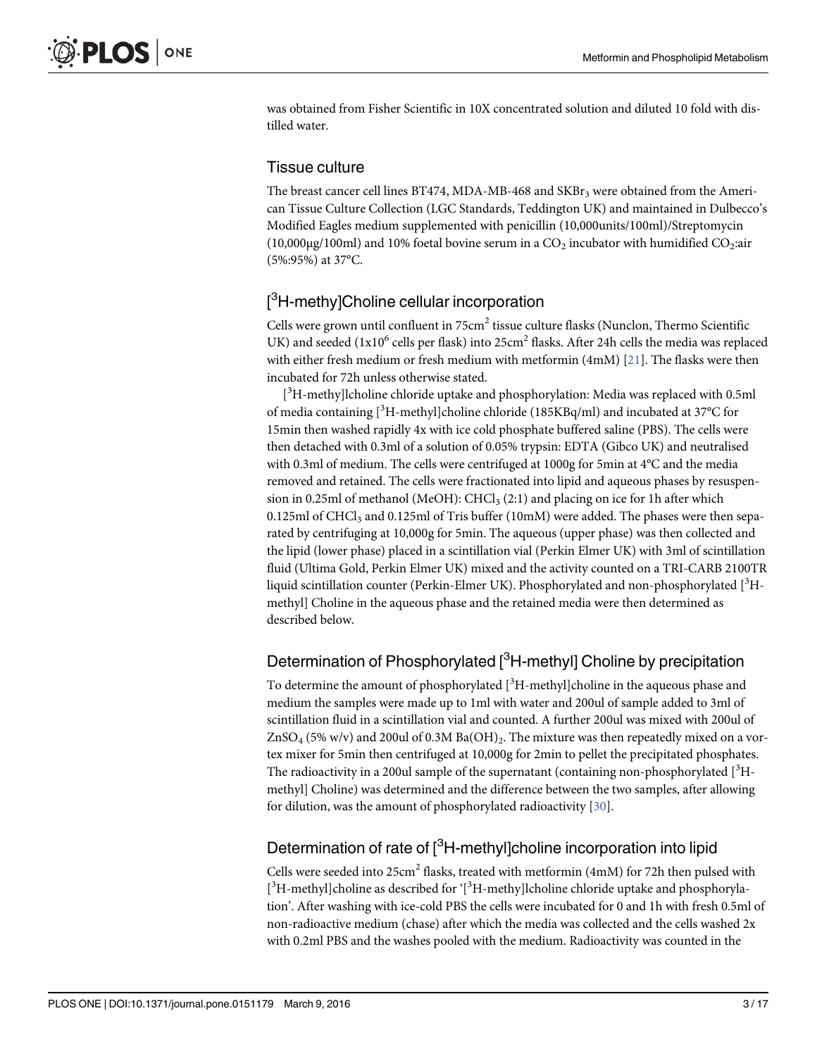was obtained from Fisher Scientific in 10X concentrated solution and diluted 10 fold with distilled water.

## Tissue culture

The breast cancer cell lines BT474, MDA-MB-468 and $SKBr_3$ were obtained from the American Tissue Culture Collection (LGC Standards, Teddington UK) and maintained in Dulbecco's Modified Eagles medium supplemented with penicillin (10,000units/100ml)/Streptomycin (10,000μg/100ml) and 10% foetal bovine serum in a $CO_2$ incubator with humidified $CO_2$:air (5%:95%) at 37°C.

## [$^3$H-methy]Choline cellular incorporation

Cells were grown until confluent in 75cm$^2$ tissue culture flasks (Nunclon, Thermo Scientific UK) and seeded (1x10$^6$ cells per flask) into 25cm$^2$ flasks. After 24h cells the media was replaced with either fresh medium or fresh medium with metformin (4mM) [21]. The flasks were then incubated for 72h unless otherwise stated.

[$^3$H-methy]lcholine chloride uptake and phosphorylation: Media was replaced with 0.5ml of media containing [$^3$H-methyl]choline chloride (185KBq/ml) and incubated at 37°C for 15min then washed rapidly 4x with ice cold phosphate buffered saline (PBS). The cells were then detached with 0.3ml of a solution of 0.05% trypsin: EDTA (Gibco UK) and neutralised with 0.3ml of medium. The cells were centrifuged at 1000g for 5min at 4°C and the media removed and retained. The cells were fractionated into lipid and aqueous phases by resuspension in 0.25ml of methanol (MeOH): $CHCl_3$ (2:1) and placing on ice for 1h after which 0.125ml of $CHCl_3$ and 0.125ml of Tris buffer (10mM) were added. The phases were then separated by centrifuging at 10,000g for 5min. The aqueous (upper phase) was then collected and the lipid (lower phase) placed in a scintillation vial (Perkin Elmer UK) with 3ml of scintillation fluid (Ultima Gold, Perkin Elmer UK) mixed and the activity counted on a TRI-CARB 2100TR liquid scintillation counter (Perkin-Elmer UK). Phosphorylated and non-phosphorylated [$^3$H-methyl] Choline in the aqueous phase and the retained media were then determined as described below.

## Determination of Phosphorylated [$^3$H-methyl] Choline by precipitation

To determine the amount of phosphorylated [$^3$H-methyl]choline in the aqueous phase and medium the samples were made up to 1ml with water and 200ul of sample added to 3ml of scintillation fluid in a scintillation vial and counted. A further 200ul was mixed with 200ul of $ZnSO_4$ (5% w/v) and 200ul of 0.3M $Ba(OH)_2$. The mixture was then repeatedly mixed on a vortex mixer for 5min then centrifuged at 10,000g for 2min to pellet the precipitated phosphates. The radioactivity in a 200ul sample of the supernatant (containing non-phosphorylated [$^3$H-methyl] Choline) was determined and the difference between the two samples, after allowing for dilution, was the amount of phosphorylated radioactivity [30].

## Determination of rate of [$^3$H-methyl]choline incorporation into lipid

Cells were seeded into 25cm$^2$ flasks, treated with metformin (4mM) for 72h then pulsed with [$^3$H-methyl]choline as described for '[$^3$H-methy]lcholine chloride uptake and phosphorylation'. After washing with ice-cold PBS the cells were incubated for 0 and 1h with fresh 0.5ml of non-radioactive medium (chase) after which the media was collected and the cells washed 2x with 0.2ml PBS and the washes pooled with the medium. Radioactivity was counted in the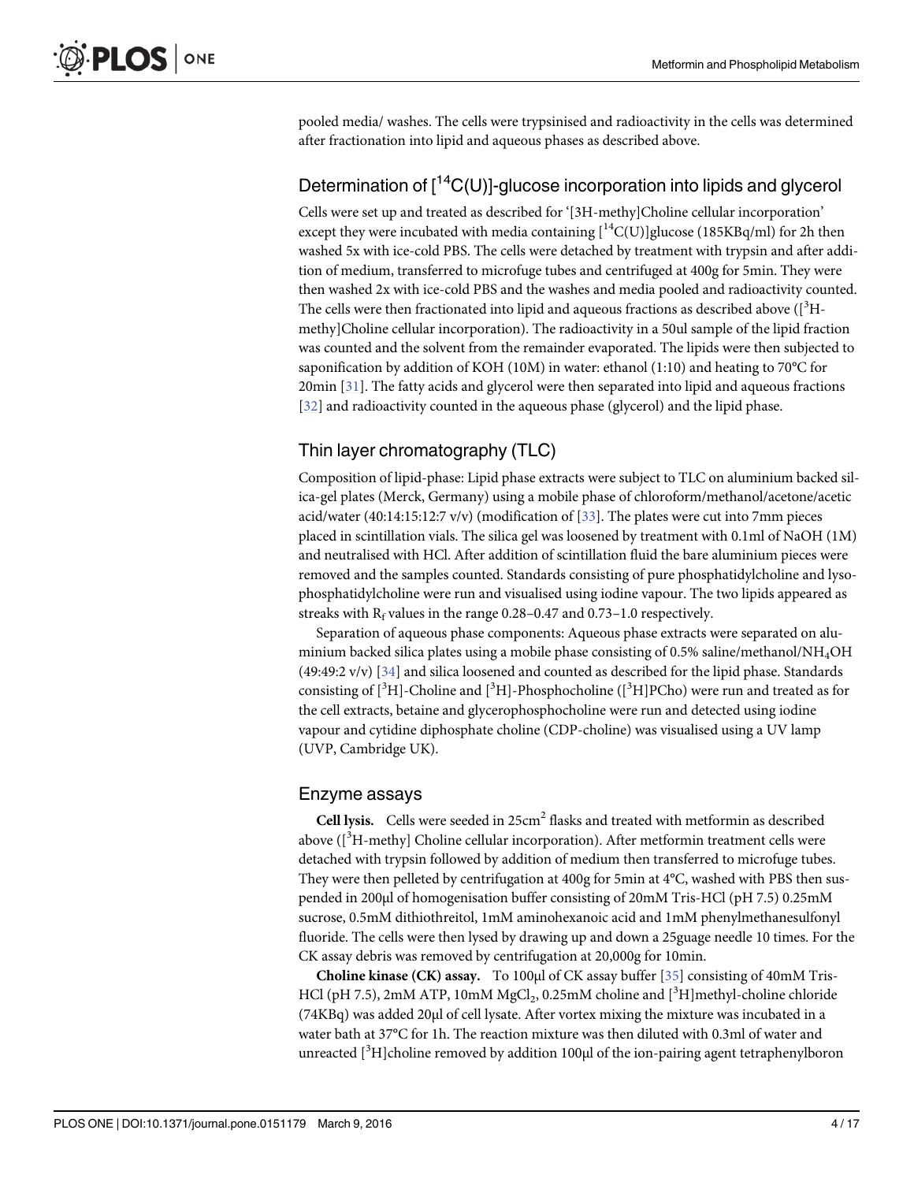pooled media/ washes. The cells were trypsinised and radioactivity in the cells was determined after fractionation into lipid and aqueous phases as described above.

## Determination of [$^{14}$C(U)]-glucose incorporation into lipids and glycerol

Cells were set up and treated as described for '[3H-methy]Choline cellular incorporation' except they were incubated with media containing [$^{14}$C(U)]glucose (185KBq/ml) for 2h then washed 5x with ice-cold PBS. The cells were detached by treatment with trypsin and after addition of medium, transferred to microfuge tubes and centrifuged at 400g for 5min. They were then washed 2x with ice-cold PBS and the washes and media pooled and radioactivity counted. The cells were then fractionated into lipid and aqueous fractions as described above ([$^{3}$H-methy]Choline cellular incorporation). The radioactivity in a 50ul sample of the lipid fraction was counted and the solvent from the remainder evaporated. The lipids were then subjected to saponification by addition of KOH (10M) in water: ethanol (1:10) and heating to 70°C for 20min [31]. The fatty acids and glycerol were then separated into lipid and aqueous fractions [32] and radioactivity counted in the aqueous phase (glycerol) and the lipid phase.

## Thin layer chromatography (TLC)

Composition of lipid-phase: Lipid phase extracts were subject to TLC on aluminium backed silica-gel plates (Merck, Germany) using a mobile phase of chloroform/methanol/acetone/acetic acid/water (40:14:15:12:7 v/v) (modification of [33]. The plates were cut into 7mm pieces placed in scintillation vials. The silica gel was loosened by treatment with 0.1ml of NaOH (1M) and neutralised with HCl. After addition of scintillation fluid the bare aluminium pieces were removed and the samples counted. Standards consisting of pure phosphatidylcholine and lysophosphatidylcholine were run and visualised using iodine vapour. The two lipids appeared as streaks with $R_f$ values in the range 0.28–0.47 and 0.73–1.0 respectively.

Separation of aqueous phase components: Aqueous phase extracts were separated on aluminium backed silica plates using a mobile phase consisting of 0.5% saline/methanol/$NH_4OH$ (49:49:2 v/v) [34] and silica loosened and counted as described for the lipid phase. Standards consisting of [$^{3}$H]-Choline and [$^{3}$H]-Phosphocholine ([$^{3}$H]PCho) were run and treated as for the cell extracts, betaine and glycerophosphocholine were run and detected using iodine vapour and cytidine diphosphate choline (CDP-choline) was visualised using a UV lamp (UVP, Cambridge UK).

## Enzyme assays

**Cell lysis.** Cells were seeded in 25cm$^2$ flasks and treated with metformin as described above ([$^{3}$H-methy] Choline cellular incorporation). After metformin treatment cells were detached with trypsin followed by addition of medium then transferred to microfuge tubes. They were then pelleted by centrifugation at 400g for 5min at 4°C, washed with PBS then suspended in 200μl of homogenisation buffer consisting of 20mM Tris-HCl (pH 7.5) 0.25mM sucrose, 0.5mM dithiothreitol, 1mM aminohexanoic acid and 1mM phenylmethanesulfonyl fluoride. The cells were then lysed by drawing up and down a 25guage needle 10 times. For the CK assay debris was removed by centrifugation at 20,000g for 10min.

**Choline kinase (CK) assay.** To 100μl of CK assay buffer [35] consisting of 40mM Tris-HCl (pH 7.5), 2mM ATP, 10mM $MgCl_2$, 0.25mM choline and [$^{3}$H]methyl-choline chloride (74KBq) was added 20μl of cell lysate. After vortex mixing the mixture was incubated in a water bath at 37°C for 1h. The reaction mixture was then diluted with 0.3ml of water and unreacted [$^{3}$H]choline removed by addition 100μl of the ion-pairing agent tetraphenylboron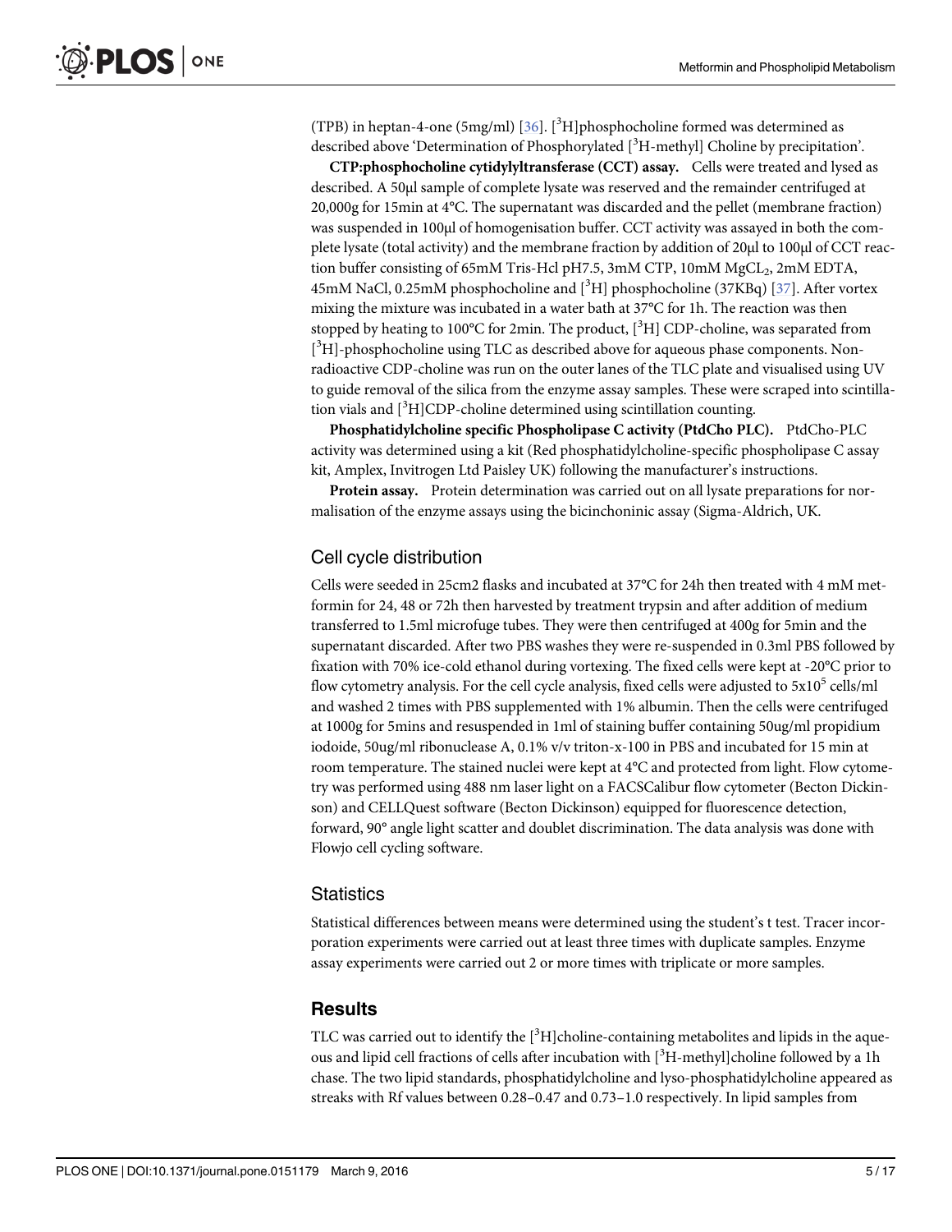(TPB) in heptan-4-one (5mg/ml) [36]. [$^3$H]phosphocholine formed was determined as described above 'Determination of Phosphorylated [$^3$H-methyl] Choline by precipitation'.

**CTP:phosphocholine cytidylyltransferase (CCT) assay.** Cells were treated and lysed as described. A 50μl sample of complete lysate was reserved and the remainder centrifuged at 20,000g for 15min at 4°C. The supernatant was discarded and the pellet (membrane fraction) was suspended in 100μl of homogenisation buffer. CCT activity was assayed in both the complete lysate (total activity) and the membrane fraction by addition of 20μl to 100μl of CCT reaction buffer consisting of 65mM Tris-Hcl pH7.5, 3mM CTP, 10mM $MgCL_2$, 2mM EDTA, 45mM NaCl, 0.25mM phosphocholine and [$^3$H] phosphocholine (37KBq) [37]. After vortex mixing the mixture was incubated in a water bath at 37°C for 1h. The reaction was then stopped by heating to 100°C for 2min. The product, [$^3$H] CDP-choline, was separated from [$^3$H]-phosphocholine using TLC as described above for aqueous phase components. Non-radioactive CDP-choline was run on the outer lanes of the TLC plate and visualised using UV to guide removal of the silica from the enzyme assay samples. These were scraped into scintillation vials and [$^3$H]CDP-choline determined using scintillation counting.

**Phosphatidylcholine specific Phospholipase C activity (PtdCho PLC).** PtdCho-PLC activity was determined using a kit (Red phosphatidylcholine-specific phospholipase C assay kit, Amplex, Invitrogen Ltd Paisley UK) following the manufacturer's instructions.

**Protein assay.** Protein determination was carried out on all lysate preparations for normalisation of the enzyme assays using the bicinchoninic assay (Sigma-Aldrich, UK.

### Cell cycle distribution

Cells were seeded in 25cm2 flasks and incubated at 37°C for 24h then treated with 4 mM metformin for 24, 48 or 72h then harvested by treatment trypsin and after addition of medium transferred to 1.5ml microfuge tubes. They were then centrifuged at 400g for 5min and the supernatant discarded. After two PBS washes they were re-suspended in 0.3ml PBS followed by fixation with 70% ice-cold ethanol during vortexing. The fixed cells were kept at -20°C prior to flow cytometry analysis. For the cell cycle analysis, fixed cells were adjusted to $5x10^5$ cells/ml and washed 2 times with PBS supplemented with 1% albumin. Then the cells were centrifuged at 1000g for 5mins and resuspended in 1ml of staining buffer containing 50ug/ml propidium iodoide, 50ug/ml ribonuclease A, 0.1% v/v triton-x-100 in PBS and incubated for 15 min at room temperature. The stained nuclei were kept at 4°C and protected from light. Flow cytometry was performed using 488 nm laser light on a FACSCalibur flow cytometer (Becton Dickinson) and CELLQuest software (Becton Dickinson) equipped for fluorescence detection, forward, 90° angle light scatter and doublet discrimination. The data analysis was done with Flowjo cell cycling software.

### Statistics

Statistical differences between means were determined using the student's t test. Tracer incorporation experiments were carried out at least three times with duplicate samples. Enzyme assay experiments were carried out 2 or more times with triplicate or more samples.

## Results

TLC was carried out to identify the [$^3$H]choline-containing metabolites and lipids in the aqueous and lipid cell fractions of cells after incubation with [$^3$H-methyl]choline followed by a 1h chase. The two lipid standards, phosphatidylcholine and lyso-phosphatidylcholine appeared as streaks with Rf values between 0.28–0.47 and 0.73–1.0 respectively. In lipid samples from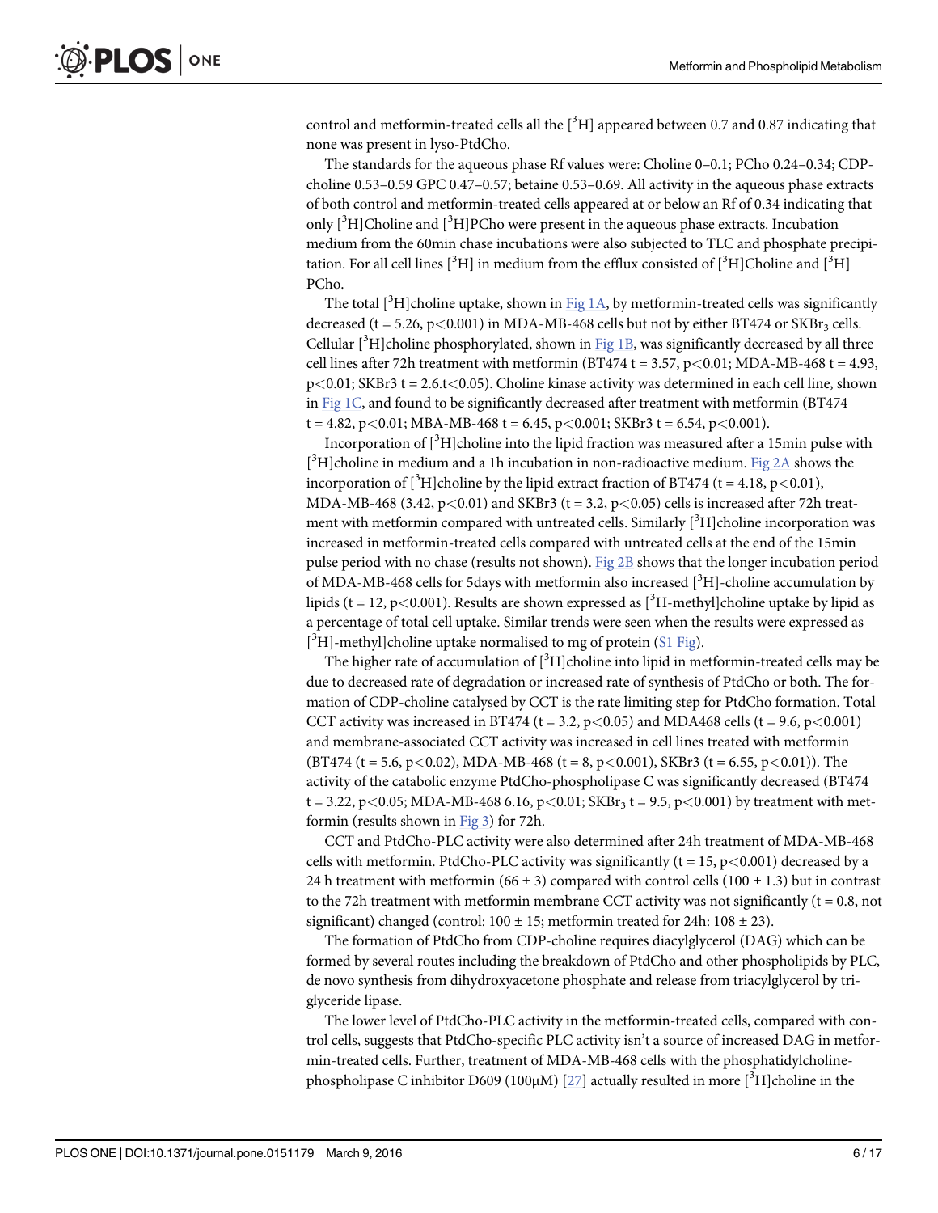control and metformin-treated cells all the [$^{3}$H] appeared between 0.7 and 0.87 indicating that none was present in lyso-PtdCho.

The standards for the aqueous phase Rf values were: Choline 0–0.1; PCho 0.24–0.34; CDP-choline 0.53–0.59 GPC 0.47–0.57; betaine 0.53–0.69. All activity in the aqueous phase extracts of both control and metformin-treated cells appeared at or below an Rf of 0.34 indicating that only [$^{3}$H]Choline and [$^{3}$H]PCho were present in the aqueous phase extracts. Incubation medium from the 60min chase incubations were also subjected to TLC and phosphate precipitation. For all cell lines [$^{3}$H] in medium from the efflux consisted of [$^{3}$H]Choline and [$^{3}$H] PCho.

The total [$^{3}$H]choline uptake, shown in Fig 1A, by metformin-treated cells was significantly decreased ($t = 5.26$, $p<0.001$) in MDA-MB-468 cells but not by either BT474 or $SKBr_3$ cells. Cellular [$^{3}$H]choline phosphorylated, shown in Fig 1B, was significantly decreased by all three cell lines after 72h treatment with metformin (BT474 $t = 3.57$, $p<0.01$; MDA-MB-468 $t = 4.93$, $p<0.01$; SKBr3 $t = 2.6.t<0.05$). Choline kinase activity was determined in each cell line, shown in Fig 1C, and found to be significantly decreased after treatment with metformin (BT474 $t = 4.82$, $p<0.01$; MBA-MB-468 $t = 6.45$, $p<0.001$; SKBr3 $t = 6.54$, $p<0.001$).

Incorporation of [$^{3}$H]choline into the lipid fraction was measured after a 15min pulse with [$^{3}$H]choline in medium and a 1h incubation in non-radioactive medium. Fig 2A shows the incorporation of [$^{3}$H]choline by the lipid extract fraction of BT474 ($t = 4.18$, $p<0.01$), MDA-MB-468 (3.42, $p<0.01$) and SKBr3 ($t = 3.2$, $p<0.05$) cells is increased after 72h treatment with metformin compared with untreated cells. Similarly [$^{3}$H]choline incorporation was increased in metformin-treated cells compared with untreated cells at the end of the 15min pulse period with no chase (results not shown). Fig 2B shows that the longer incubation period of MDA-MB-468 cells for 5days with metformin also increased [$^{3}$H]-choline accumulation by lipids ($t = 12$, $p<0.001$). Results are shown expressed as [$^{3}$H-methyl]choline uptake by lipid as a percentage of total cell uptake. Similar trends were seen when the results were expressed as [$^{3}$H]-methyl]choline uptake normalised to mg of protein (S1 Fig).

The higher rate of accumulation of [$^{3}$H]choline into lipid in metformin-treated cells may be due to decreased rate of degradation or increased rate of synthesis of PtdCho or both. The formation of CDP-choline catalysed by CCT is the rate limiting step for PtdCho formation. Total CCT activity was increased in BT474 ($t = 3.2$, $p<0.05$) and MDA468 cells ($t = 9.6$, $p<0.001$) and membrane-associated CCT activity was increased in cell lines treated with metformin (BT474 ($t = 5.6$, $p<0.02$), MDA-MB-468 ($t = 8$, $p<0.001$), SKBr3 ($t = 6.55$, $p<0.01$)). The activity of the catabolic enzyme PtdCho-phospholipase C was significantly decreased (BT474 $t = 3.22$, $p<0.05$; MDA-MB-468 6.16, $p<0.01$; $SKBr_3$ $t = 9.5$, $p<0.001$) by treatment with metformin (results shown in Fig 3) for 72h.

CCT and PtdCho-PLC activity were also determined after 24h treatment of MDA-MB-468 cells with metformin. PtdCho-PLC activity was significantly ($t = 15$, $p<0.001$) decreased by a 24 h treatment with metformin ($66 \pm 3$) compared with control cells ($100 \pm 1.3$) but in contrast to the 72h treatment with metformin membrane CCT activity was not significantly ($t = 0.8$, not significant) changed (control: $100 \pm 15$; metformin treated for 24h: $108 \pm 23$).

The formation of PtdCho from CDP-choline requires diacylglycerol (DAG) which can be formed by several routes including the breakdown of PtdCho and other phospholipids by PLC, de novo synthesis from dihydroxyacetone phosphate and release from triacylglycerol by triglyceride lipase.

The lower level of PtdCho-PLC activity in the metformin-treated cells, compared with control cells, suggests that PtdCho-specific PLC activity isn't a source of increased DAG in metformin-treated cells. Further, treatment of MDA-MB-468 cells with the phosphatidylcholine-phospholipase C inhibitor D609 (100μM) [27] actually resulted in more [$^{3}$H]choline in the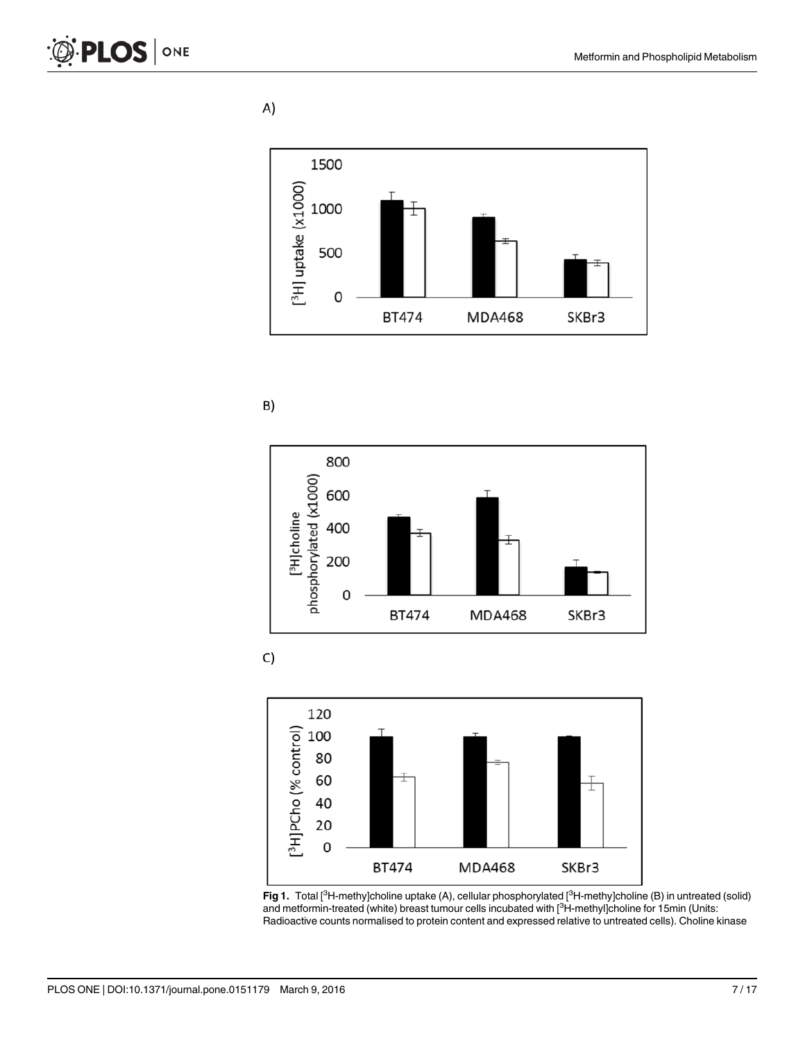A)

B)

C)

**Fig 1.** Total [$^3$H-methy]choline uptake (A), cellular phosphorylated [$^3$H-methy]choline (B) in untreated (solid) and metformin-treated (white) breast tumour cells incubated with [$^3$H-methyl]choline for 15min (Units: Radioactive counts normalised to protein content and expressed relative to untreated cells). Choline kinase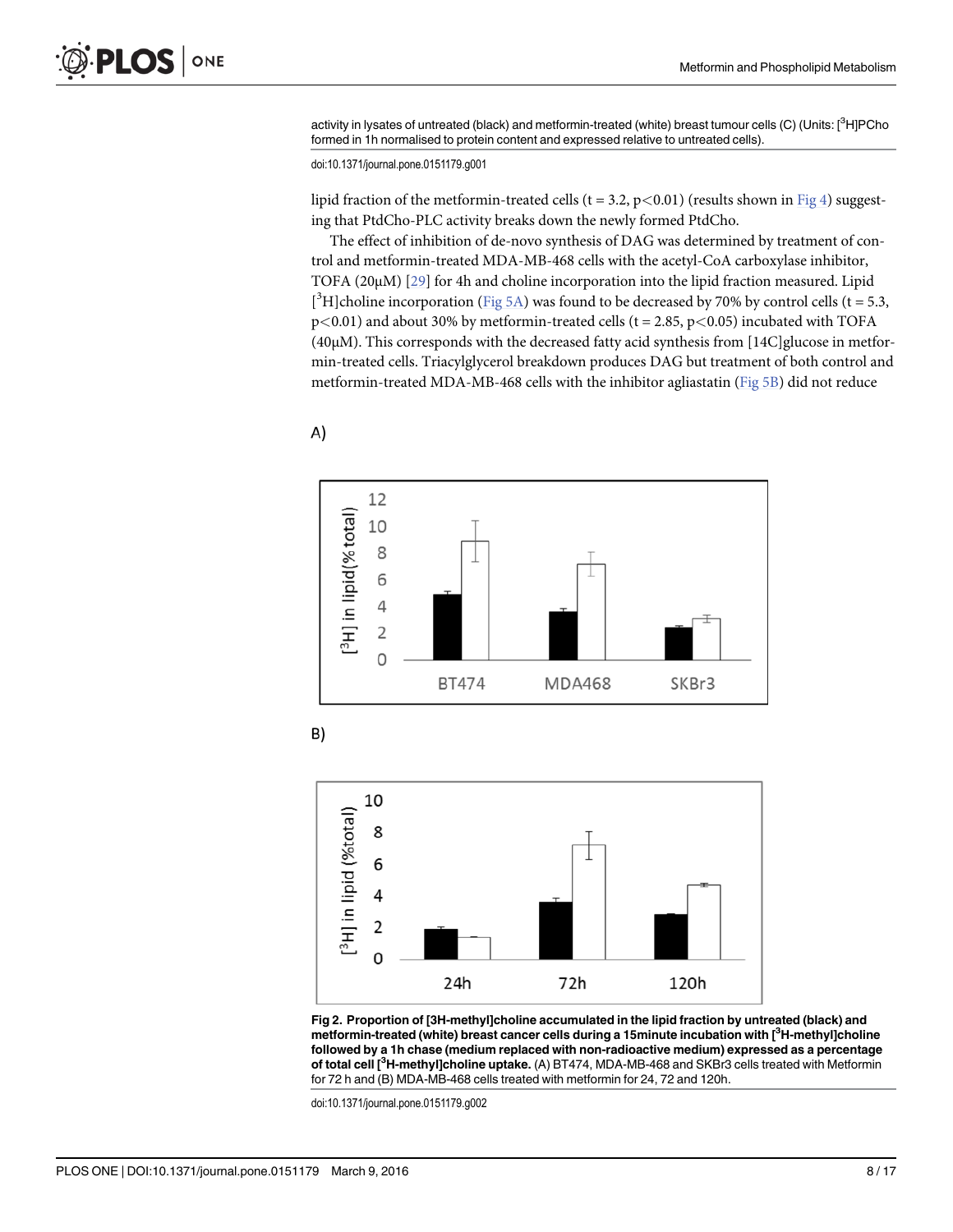activity in lysates of untreated (black) and metformin-treated (white) breast tumour cells (C) (Units: [$^{3}$H]PCho formed in 1h normalised to protein content and expressed relative to untreated cells).

doi:10.1371/journal.pone.0151179.g001

lipid fraction of the metformin-treated cells ($t = 3.2$, $p<0.01$) (results shown in Fig 4) suggesting that PtdCho-PLC activity breaks down the newly formed PtdCho.

The effect of inhibition of de-novo synthesis of DAG was determined by treatment of control and metformin-treated MDA-MB-468 cells with the acetyl-CoA carboxylase inhibitor, TOFA (20μM) [29] for 4h and choline incorporation into the lipid fraction measured. Lipid [$^{3}$H]choline incorporation (Fig 5A) was found to be decreased by 70% by control cells ($t = 5.3$, $p<0.01$) and about 30% by metformin-treated cells ($t = 2.85$, $p<0.05$) incubated with TOFA (40μM). This corresponds with the decreased fatty acid synthesis from [14C]glucose in metformin-treated cells. Triacylglycerol breakdown produces DAG but treatment of both control and metformin-treated MDA-MB-468 cells with the inhibitor agliastatin (Fig 5B) did not reduce

A)

B)

**Fig 2. Proportion of [3H-methyl]choline accumulated in the lipid fraction by untreated (black) and metformin-treated (white) breast cancer cells during a 15minute incubation with [$^{3}$H-methyl]choline followed by a 1h chase (medium replaced with non-radioactive medium) expressed as a percentage of total cell [$^{3}$H-methyl]choline uptake.** (A) BT474, MDA-MB-468 and SKBr3 cells treated with Metformin for 72 h and (B) MDA-MB-468 cells treated with metformin for 24, 72 and 120h.

doi:10.1371/journal.pone.0151179.g002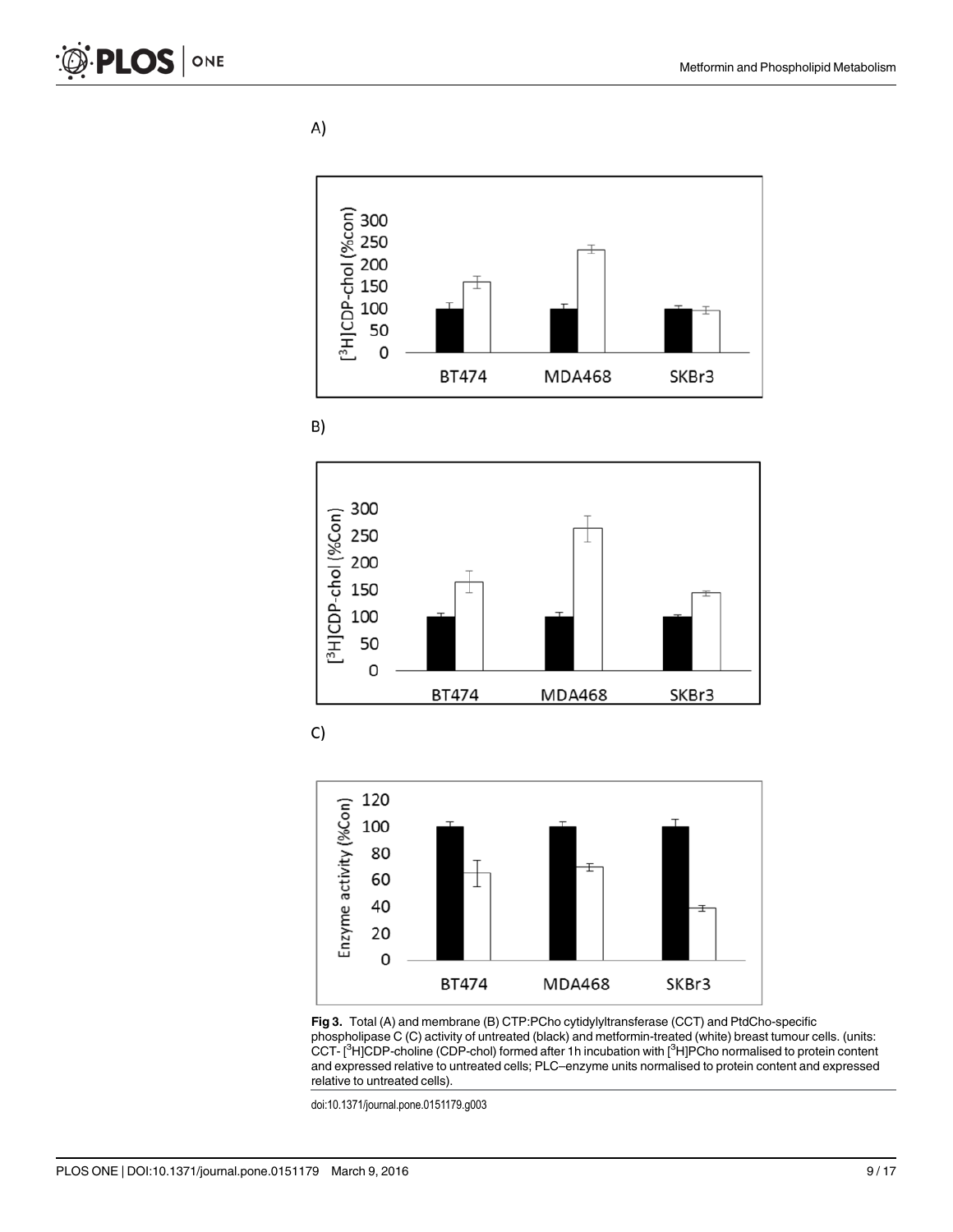A)

B)

C)

**Fig 3.** Total (A) and membrane (B) CTP:PCho cytidylyltransferase (CCT) and PtdCho-specific phospholipase C (C) activity of untreated (black) and metformin-treated (white) breast tumour cells. (units: CCT- [$^{3}$H]CDP-choline (CDP-chol) formed after 1h incubation with [$^{3}$H]PCho normalised to protein content and expressed relative to untreated cells; PLC–enzyme units normalised to protein content and expressed relative to untreated cells).

doi:10.1371/journal.pone.0151179.g003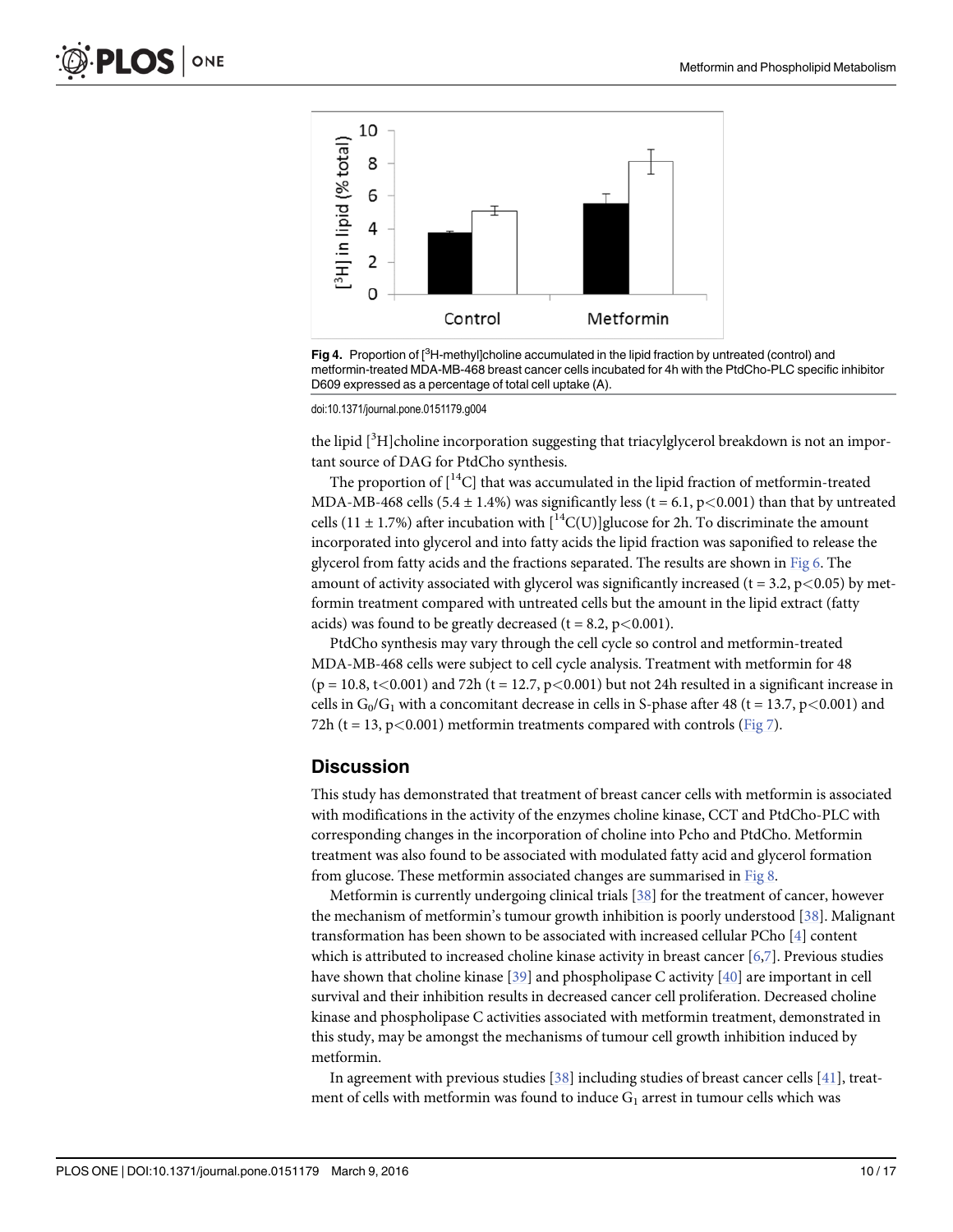Fig 4. Proportion of [$^3$H-methyl]choline accumulated in the lipid fraction by untreated (control) and metformin-treated MDA-MB-468 breast cancer cells incubated for 4h with the PtdCho-PLC specific inhibitor D609 expressed as a percentage of total cell uptake (A).

doi:10.1371/journal.pone.0151179.g004

the lipid [$^3$H]choline incorporation suggesting that triacylglycerol breakdown is not an important source of DAG for PtdCho synthesis.

The proportion of [$^{14}$C] that was accumulated in the lipid fraction of metformin-treated MDA-MB-468 cells (5.4 ± 1.4%) was significantly less ($t = 6.1$, $p<0.001$) than that by untreated cells (11 ± 1.7%) after incubation with [$^{14}$C(U)]glucose for 2h. To discriminate the amount incorporated into glycerol and into fatty acids the lipid fraction was saponified to release the glycerol from fatty acids and the fractions separated. The results are shown in Fig 6. The amount of activity associated with glycerol was significantly increased ($t = 3.2$, $p<0.05$) by metformin treatment compared with untreated cells but the amount in the lipid extract (fatty acids) was found to be greatly decreased ($t = 8.2$, $p<0.001$).

PtdCho synthesis may vary through the cell cycle so control and metformin-treated MDA-MB-468 cells were subject to cell cycle analysis. Treatment with metformin for 48 ($p = 10.8$, $t<0.001$) and 72h ($t = 12.7$, $p<0.001$) but not 24h resulted in a significant increase in cells in $G_0/G_1$ with a concomitant decrease in cells in S-phase after 48 ($t = 13.7$, $p<0.001$) and 72h ($t = 13$, $p<0.001$) metformin treatments compared with controls (Fig 7).

## Discussion

This study has demonstrated that treatment of breast cancer cells with metformin is associated with modifications in the activity of the enzymes choline kinase, CCT and PtdCho-PLC with corresponding changes in the incorporation of choline into Pcho and PtdCho. Metformin treatment was also found to be associated with modulated fatty acid and glycerol formation from glucose. These metformin associated changes are summarised in Fig 8.

Metformin is currently undergoing clinical trials [38] for the treatment of cancer, however the mechanism of metformin's tumour growth inhibition is poorly understood [38]. Malignant transformation has been shown to be associated with increased cellular PCho [4] content which is attributed to increased choline kinase activity in breast cancer [6,7]. Previous studies have shown that choline kinase [39] and phospholipase C activity [40] are important in cell survival and their inhibition results in decreased cancer cell proliferation. Decreased choline kinase and phospholipase C activities associated with metformin treatment, demonstrated in this study, may be amongst the mechanisms of tumour cell growth inhibition induced by metformin.

In agreement with previous studies [38] including studies of breast cancer cells [41], treatment of cells with metformin was found to induce $G_1$ arrest in tumour cells which was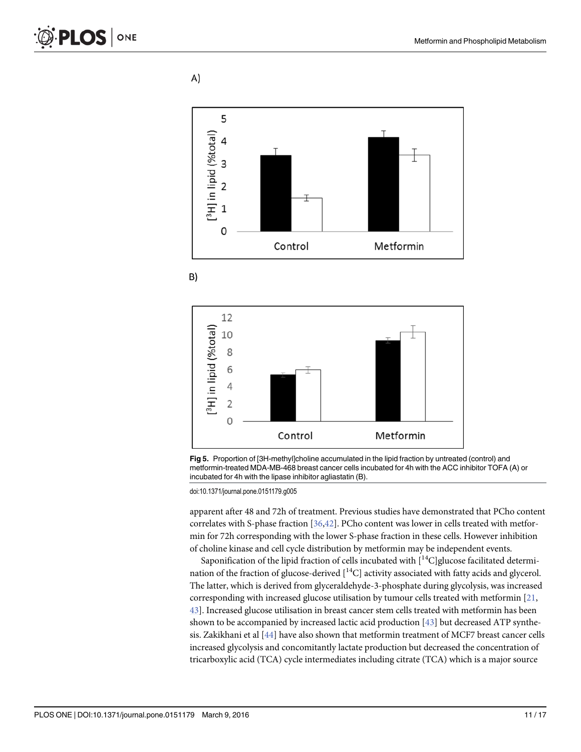A)

B)

**Fig 5.** Proportion of [3H-methyl]choline accumulated in the lipid fraction by untreated (control) and metformin-treated MDA-MB-468 breast cancer cells incubated for 4h with the ACC inhibitor TOFA (A) or incubated for 4h with the lipase inhibitor agliastatin (B).

doi:10.1371/journal.pone.0151179.g005

apparent after 48 and 72h of treatment. Previous studies have demonstrated that PCho content correlates with S-phase fraction [36,42]. PCho content was lower in cells treated with metformin for 72h corresponding with the lower S-phase fraction in these cells. However inhibition of choline kinase and cell cycle distribution by metformin may be independent events.

Saponification of the lipid fraction of cells incubated with [$^{14}$C]glucose facilitated determination of the fraction of glucose-derived [$^{14}$C] activity associated with fatty acids and glycerol. The latter, which is derived from glyceraldehyde-3-phosphate during glycolysis, was increased corresponding with increased glucose utilisation by tumour cells treated with metformin [21, 43]. Increased glucose utilisation in breast cancer stem cells treated with metformin has been shown to be accompanied by increased lactic acid production [43] but decreased ATP synthesis. Zakikhani et al [44] have also shown that metformin treatment of MCF7 breast cancer cells increased glycolysis and concomitantly lactate production but decreased the concentration of tricarboxylic acid (TCA) cycle intermediates including citrate (TCA) which is a major source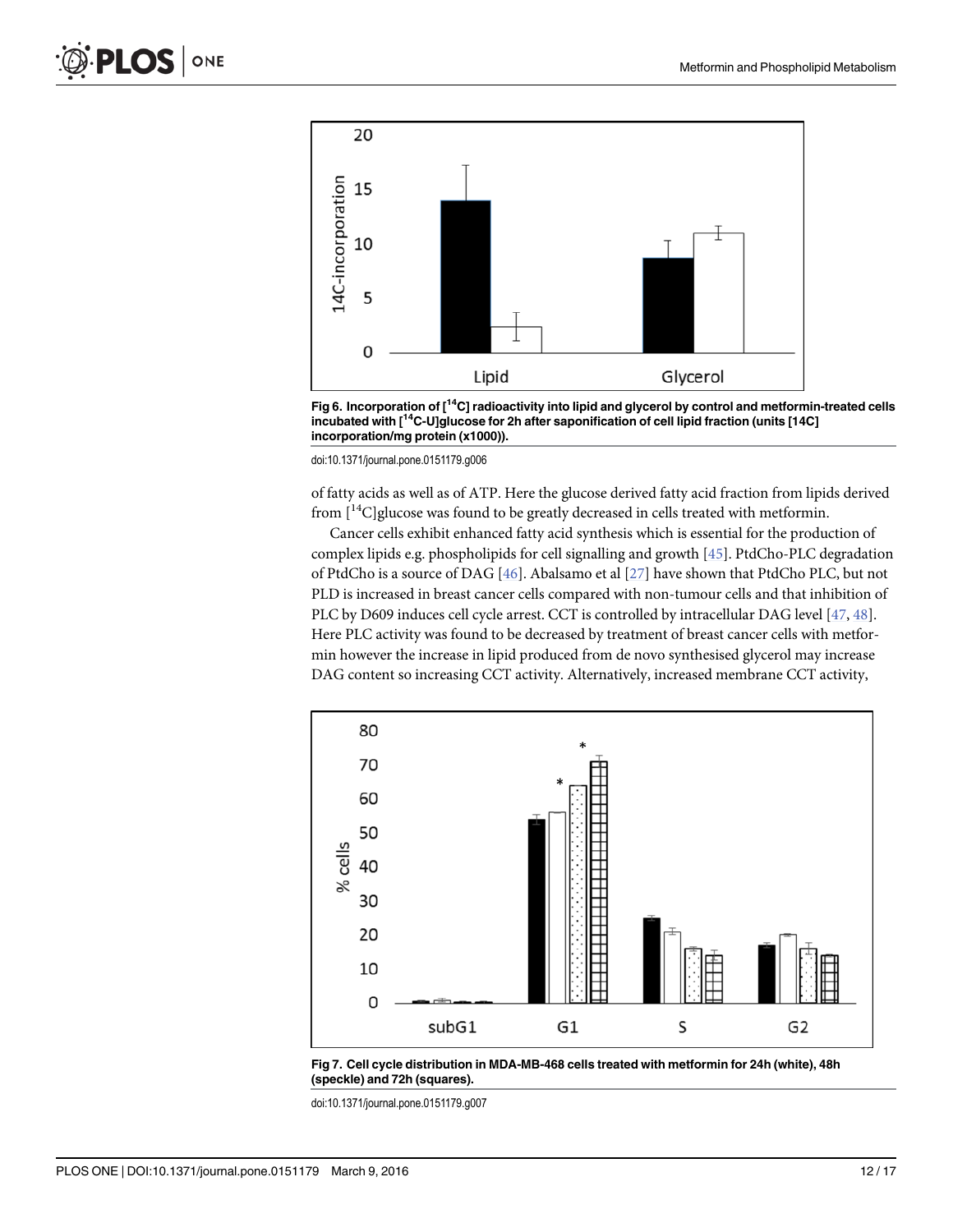Fig 6. Incorporation of [$^{14}$C] radioactivity into lipid and glycerol by control and metformin-treated cells incubated with [$^{14}$C-U]glucose for 2h after saponification of cell lipid fraction (units [14C] incorporation/mg protein (x1000)).

doi:10.1371/journal.pone.0151179.g006

of fatty acids as well as of ATP. Here the glucose derived fatty acid fraction from lipids derived from [$^{14}$C]glucose was found to be greatly decreased in cells treated with metformin.

Cancer cells exhibit enhanced fatty acid synthesis which is essential for the production of complex lipids e.g. phospholipids for cell signalling and growth [45]. PtdCho-PLC degradation of PtdCho is a source of DAG [46]. Abalsamo et al [27] have shown that PtdCho PLC, but not PLD is increased in breast cancer cells compared with non-tumour cells and that inhibition of PLC by D609 induces cell cycle arrest. CCT is controlled by intracellular DAG level [47, 48]. Here PLC activity was found to be decreased by treatment of breast cancer cells with metformin however the increase in lipid produced from de novo synthesised glycerol may increase DAG content so increasing CCT activity. Alternatively, increased membrane CCT activity,

Fig 7. Cell cycle distribution in MDA-MB-468 cells treated with metformin for 24h (white), 48h (speckle) and 72h (squares).

doi:10.1371/journal.pone.0151179.g007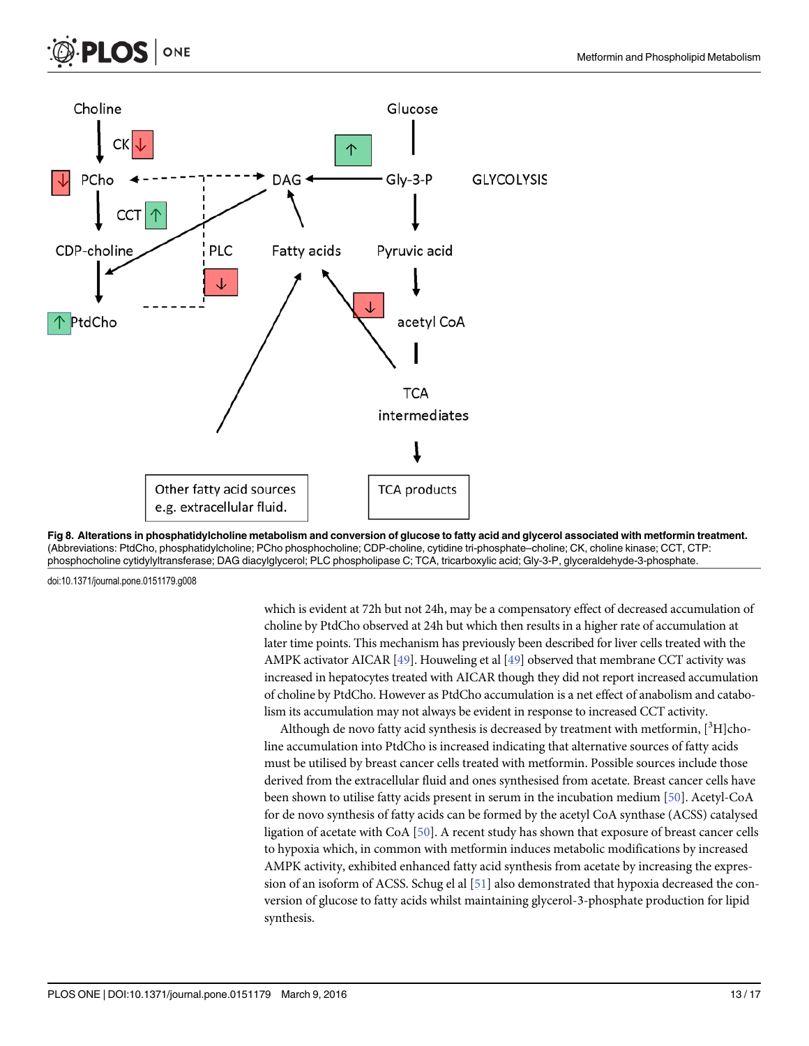**Fig 8. Alterations in phosphatidylcholine metabolism and conversion of glucose to fatty acid and glycerol associated with metformin treatment.** (Abbreviations: PtdCho, phosphatidylcholine; PCho phosphocholine; CDP-choline, cytidine tri-phosphate–choline; CK, choline kinase; CCT, CTP: phosphocholine cytidylyltransferase; DAG diacylglycerol; PLC phospholipase C; TCA, tricarboxylic acid; Gly-3-P, glyceraldehyde-3-phosphate.

doi:10.1371/journal.pone.0151179.g008

which is evident at 72h but not 24h, may be a compensatory effect of decreased accumulation of choline by PtdCho observed at 24h but which then results in a higher rate of accumulation at later time points. This mechanism has previously been described for liver cells treated with the AMPK activator AICAR [49]. Houweling et al [49] observed that membrane CCT activity was increased in hepatocytes treated with AICAR though they did not report increased accumulation of choline by PtdCho. However as PtdCho accumulation is a net effect of anabolism and catabolism its accumulation may not always be evident in response to increased CCT activity.

Although de novo fatty acid synthesis is decreased by treatment with metformin, [$^{3}$H]choline accumulation into PtdCho is increased indicating that alternative sources of fatty acids must be utilised by breast cancer cells treated with metformin. Possible sources include those derived from the extracellular fluid and ones synthesised from acetate. Breast cancer cells have been shown to utilise fatty acids present in serum in the incubation medium [50]. Acetyl-CoA for de novo synthesis of fatty acids can be formed by the acetyl CoA synthase (ACSS) catalysed ligation of acetate with CoA [50]. A recent study has shown that exposure of breast cancer cells to hypoxia which, in common with metformin induces metabolic modifications by increased AMPK activity, exhibited enhanced fatty acid synthesis from acetate by increasing the expression of an isoform of ACSS. Schug el al [51] also demonstrated that hypoxia decreased the conversion of glucose to fatty acids whilst maintaining glycerol-3-phosphate production for lipid synthesis.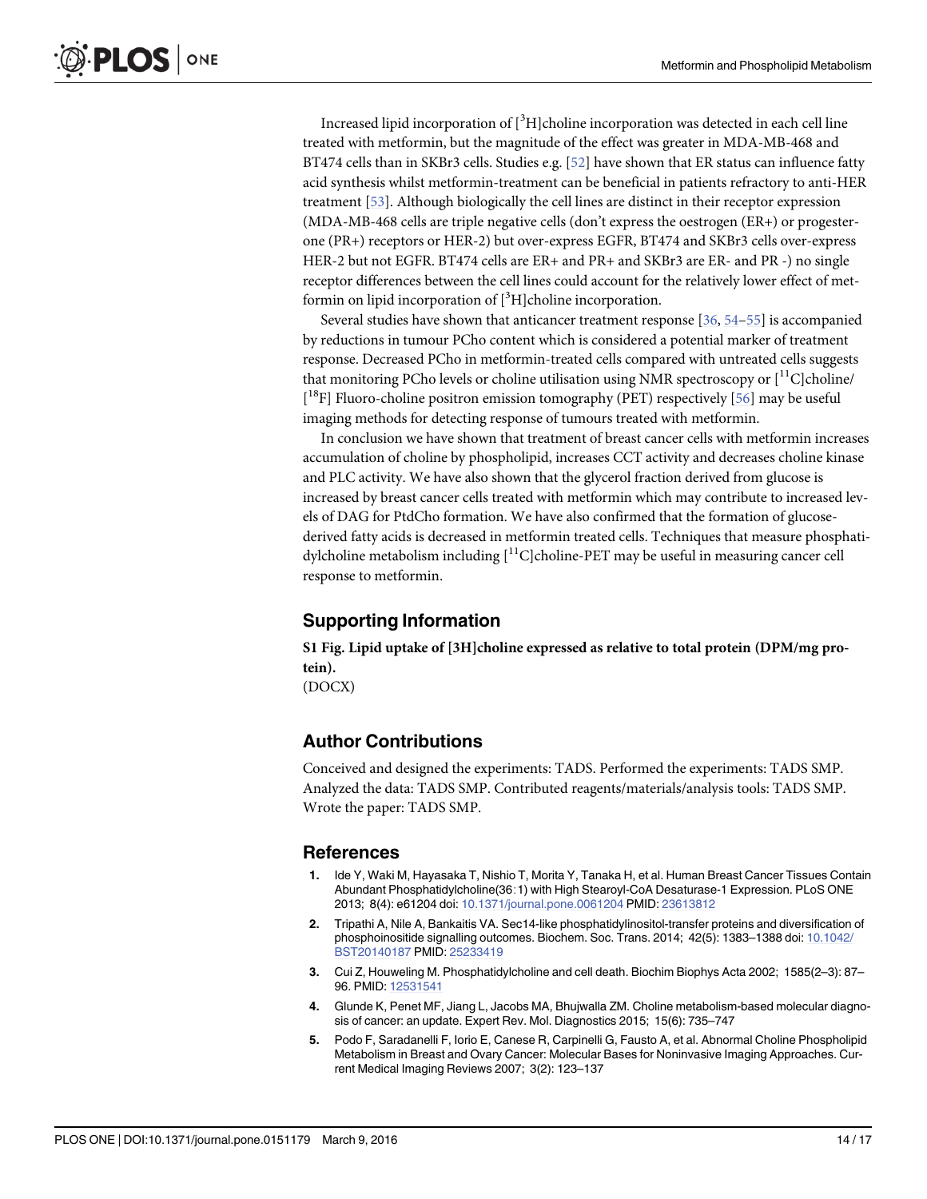Increased lipid incorporation of [$^{3}$H]choline incorporation was detected in each cell line treated with metformin, but the magnitude of the effect was greater in MDA-MB-468 and BT474 cells than in SKBr3 cells. Studies e.g. [52] have shown that ER status can influence fatty acid synthesis whilst metformin-treatment can be beneficial in patients refractory to anti-HER treatment [53]. Although biologically the cell lines are distinct in their receptor expression (MDA-MB-468 cells are triple negative cells (don't express the oestrogen (ER+) or progesterone (PR+) receptors or HER-2) but over-express EGFR, BT474 and SKBr3 cells over-express HER-2 but not EGFR. BT474 cells are ER+ and PR+ and SKBr3 are ER- and PR -) no single receptor differences between the cell lines could account for the relatively lower effect of metformin on lipid incorporation of [$^{3}$H]choline incorporation.

Several studies have shown that anticancer treatment response [36, 54–55] is accompanied by reductions in tumour PCho content which is considered a potential marker of treatment response. Decreased PCho in metformin-treated cells compared with untreated cells suggests that monitoring PCho levels or choline utilisation using NMR spectroscopy or [$^{11}$C]choline/[$^{18}$F] Fluoro-choline positron emission tomography (PET) respectively [56] may be useful imaging methods for detecting response of tumours treated with metformin.

In conclusion we have shown that treatment of breast cancer cells with metformin increases accumulation of choline by phospholipid, increases CCT activity and decreases choline kinase and PLC activity. We have also shown that the glycerol fraction derived from glucose is increased by breast cancer cells treated with metformin which may contribute to increased levels of DAG for PtdCho formation. We have also confirmed that the formation of glucose-derived fatty acids is decreased in metformin treated cells. Techniques that measure phosphatidylcholine metabolism including [$^{11}$C]choline-PET may be useful in measuring cancer cell response to metformin.

## Supporting Information

**S1 Fig. Lipid uptake of [3H]choline expressed as relative to total protein (DPM/mg protein).**
(DOCX)

## Author Contributions

Conceived and designed the experiments: TADS. Performed the experiments: TADS SMP. Analyzed the data: TADS SMP. Contributed reagents/materials/analysis tools: TADS SMP. Wrote the paper: TADS SMP.

## References

1. Ide Y, Waki M, Hayasaka T, Nishio T, Morita Y, Tanaka H, et al. Human Breast Cancer Tissues Contain Abundant Phosphatidylcholine(36∶1) with High Stearoyl-CoA Desaturase-1 Expression. PLoS ONE 2013; 8(4): e61204 doi: 10.1371/journal.pone.0061204 PMID: 23613812
2. Tripathi A, Nile A, Bankaitis VA. Sec14-like phosphatidylinositol-transfer proteins and diversification of phosphoinositide signalling outcomes. Biochem. Soc. Trans. 2014; 42(5): 1383–1388 doi: 10.1042/BST20140187 PMID: 25233419
3. Cui Z, Houweling M. Phosphatidylcholine and cell death. Biochim Biophys Acta 2002; 1585(2–3): 87–96. PMID: 12531541
4. Glunde K, Penet MF, Jiang L, Jacobs MA, Bhujwalla ZM. Choline metabolism-based molecular diagnosis of cancer: an update. Expert Rev. Mol. Diagnostics 2015; 15(6): 735–747
5. Podo F, Saradanelli F, Iorio E, Canese R, Carpinelli G, Fausto A, et al. Abnormal Choline Phospholipid Metabolism in Breast and Ovary Cancer: Molecular Bases for Noninvasive Imaging Approaches. Current Medical Imaging Reviews 2007; 3(2): 123–137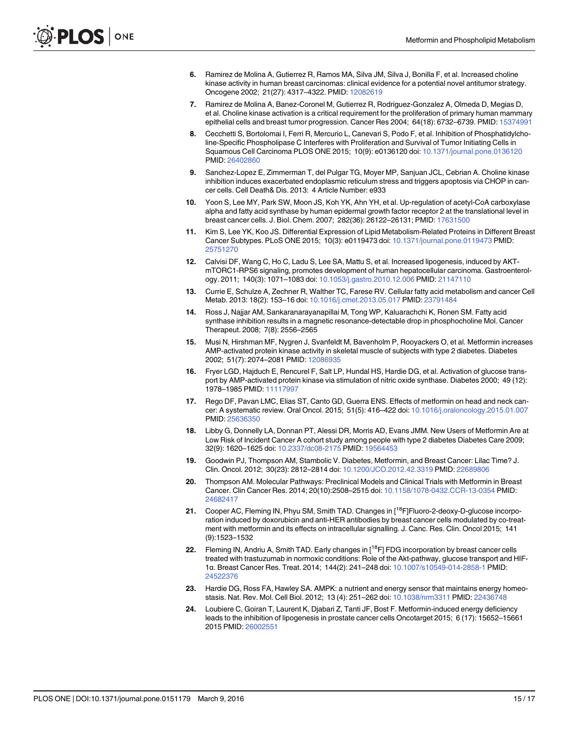6. Ramirez de Molina A, Gutierrez R, Ramos MA, Silva JM, Silva J, Bonilla F, et al. Increased choline kinase activity in human breast carcinomas: clinical evidence for a potential novel antitumor strategy. Oncogene 2002; 21(27): 4317–4322. PMID: 12082619

7. Ramirez de Molina A, Banez-Coronel M, Gutierrez R, Rodriguez-Gonzalez A, Olmeda D, Megias D, et al. Choline kinase activation is a critical requirement for the proliferation of primary human mammary epithelial cells and breast tumor progression. Cancer Res 2004; 64(18): 6732–6739. PMID: 15374991

8. Cecchetti S, Bortolomai I, Ferri R, Mercurio L, Canevari S, Podo F, et al. Inhibition of Phosphatidylcholine-Specific Phospholipase C Interferes with Proliferation and Survival of Tumor Initiating Cells in Squamous Cell Carcinoma PLOS ONE 2015; 10(9): e0136120 doi: 10.1371/journal.pone.0136120 PMID: 26402860

9. Sanchez-Lopez E, Zimmerman T, del Pulgar TG, Moyer MP, Sanjuan JCL, Cebrian A. Choline kinase inhibition induces exacerbated endoplasmic reticulum stress and triggers apoptosis via CHOP in cancer cells. Cell Death& Dis. 2013: 4 Article Number: e933

10. Yoon S, Lee MY, Park SW, Moon JS, Koh YK, Ahn YH, et al. Up-regulation of acetyl-CoA carboxylase alpha and fatty acid synthase by human epidermal growth factor receptor 2 at the translational level in breast cancer cells. J. Biol. Chem. 2007; 282(36): 26122–26131; PMID: 17631500

11. Kim S, Lee YK, Koo JS. Differential Expression of Lipid Metabolism-Related Proteins in Different Breast Cancer Subtypes. PLoS ONE 2015; 10(3): e0119473 doi: 10.1371/journal.pone.0119473 PMID: 25751270

12. Calvisi DF, Wang C, Ho C, Ladu S, Lee SA, Mattu S, et al. Increased lipogenesis, induced by AKT-mTORC1-RPS6 signaling, promotes development of human hepatocellular carcinoma. Gastroenterology. 2011; 140(3): 1071–1083 doi: 10.1053/j.gastro.2010.12.006 PMID: 21147110

13. Currie E, Schulze A, Zechner R, Walther TC, Farese RV. Cellular fatty acid metabolism and cancer Cell Metab. 2013: 18(2): 153–16 doi: 10.1016/j.cmet.2013.05.017 PMID: 23791484

14. Ross J, Najjar AM, Sankaranarayanapillai M, Tong WP, Kaluarachchi K, Ronen SM. Fatty acid synthase inhibition results in a magnetic resonance-detectable drop in phosphocholine Mol. Cancer Therapeut. 2008; 7(8): 2556–2565

15. Musi N, Hirshman MF, Nygren J, Svanfeldt M, Bavenholm P, Rooyackers O, et al. Metformin increases AMP-activated protein kinase activity in skeletal muscle of subjects with type 2 diabetes. Diabetes 2002; 51(7): 2074–2081 PMID: 12086935

16. Fryer LGD, Hajduch E, Rencurel F, Salt LP, Hundal HS, Hardie DG, et al. Activation of glucose transport by AMP-activated protein kinase via stimulation of nitric oxide synthase. Diabetes 2000; 49 (12): 1978–1985 PMID: 11117997

17. Rego DF, Pavan LMC, Elias ST, Canto GD, Guerra ENS. Effects of metformin on head and neck cancer: A systematic review. Oral Oncol. 2015; 51(5): 416–422 doi: 10.1016/j.oraloncology.2015.01.007 PMID: 25636350

18. Libby G, Donnelly LA, Donnan PT, Alessi DR, Morris AD, Evans JMM. New Users of Metformin Are at Low Risk of Incident Cancer A cohort study among people with type 2 diabetes Diabetes Care 2009; 32(9): 1620–1625 doi: 10.2337/dc08-2175 PMID: 19564453

19. Goodwin PJ, Thompson AM, Stambolic V. Diabetes, Metformin, and Breast Cancer: Lilac Time? J. Clin. Oncol. 2012; 30(23): 2812–2814 doi: 10.1200/JCO.2012.42.3319 PMID: 22689806

20. Thompson AM. Molecular Pathways: Preclinical Models and Clinical Trials with Metformin in Breast Cancer. Clin Cancer Res. 2014; 20(10):2508–2515 doi: 10.1158/1078-0432.CCR-13-0354 PMID: 24682417

21. Cooper AC, Fleming IN, Phyu SM, Smith TAD. Changes in [$^{18}$F]Fluoro-2-deoxy-D-glucose incorporation induced by doxorubicin and anti-HER antibodies by breast cancer cells modulated by co-treatment with metformin and its effects on intracellular signalling. J. Canc. Res. Clin. Oncol 2015; 141 (9):1523–1532

22. Fleming IN, Andriu A, Smith TAD. Early changes in [$^{18}$F] FDG incorporation by breast cancer cells treated with trastuzumab in normoxic conditions: Role of the Akt-pathway, glucose transport and HIF-1α. Breast Cancer Res. Treat. 2014; 144(2): 241–248 doi: 10.1007/s10549-014-2858-1 PMID: 24522376

23. Hardie DG, Ross FA, Hawley SA. AMPK: a nutrient and energy sensor that maintains energy homeostasis. Nat. Rev. Mol. Cell Biol. 2012; 13 (4): 251–262 doi: 10.1038/nrm3311 PMID: 22436748

24. Loubiere C, Goiran T, Laurent K, Djabari Z, Tanti JF, Bost F. Metformin-induced energy deficiency leads to the inhibition of lipogenesis in prostate cancer cells Oncotarget 2015; 6 (17): 15652–15661 2015 PMID: 26002551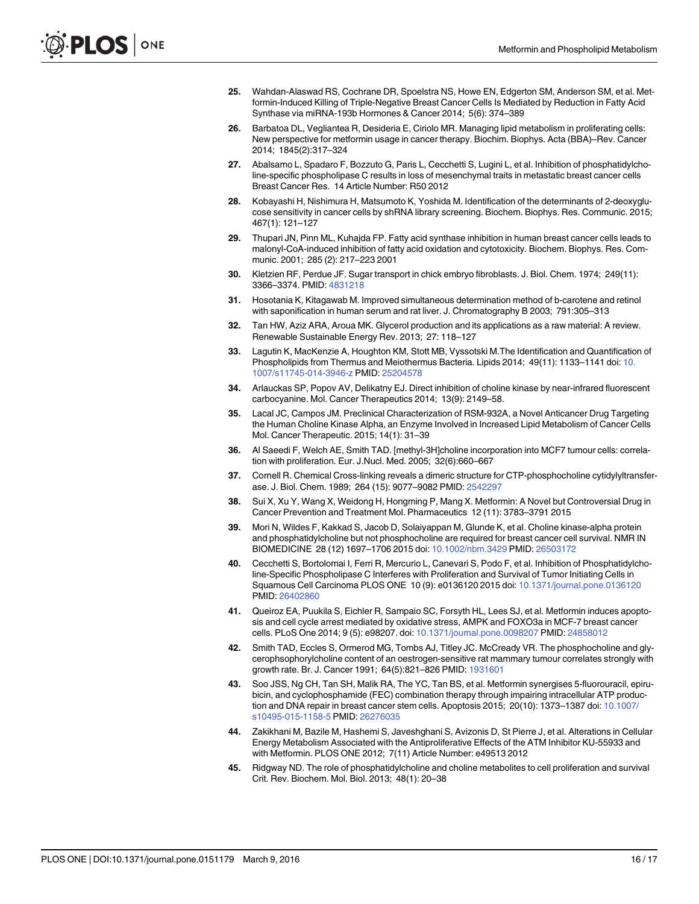25. Wahdan-Alaswad RS, Cochrane DR, Spoelstra NS, Howe EN, Edgerton SM, Anderson SM, et al. Metformin-Induced Killing of Triple-Negative Breast Cancer Cells Is Mediated by Reduction in Fatty Acid Synthase via miRNA-193b Hormones & Cancer 2014; 5(6): 374–389

26. Barbatoa DL, Vegliantea R, Desideria E, Ciriolo MR. Managing lipid metabolism in proliferating cells: New perspective for metformin usage in cancer therapy. Biochim. Biophys. Acta (BBA)–Rev. Cancer 2014; 1845(2):317–324

27. Abalsamo L, Spadaro F, Bozzuto G, Paris L, Cecchetti S, Lugini L, et al. Inhibition of phosphatidylcholine-specific phospholipase C results in loss of mesenchymal traits in metastatic breast cancer cells Breast Cancer Res. 14 Article Number: R50 2012

28. Kobayashi H, Nishimura H, Matsumoto K, Yoshida M. Identification of the determinants of 2-deoxyglucose sensitivity in cancer cells by shRNA library screening. Biochem. Biophys. Res. Communic. 2015; 467(1): 121–127

29. Thupari JN, Pinn ML, Kuhajda FP. Fatty acid synthase inhibition in human breast cancer cells leads to malonyl-CoA-induced inhibition of fatty acid oxidation and cytotoxicity. Biochem. Biophys. Res. Communic. 2001; 285 (2): 217–223 2001

30. Kletzien RF, Perdue JF. Sugar transport in chick embryo fibroblasts. J. Biol. Chem. 1974; 249(11): 3366–3374. PMID: 4831218

31. Hosotania K, Kitagawab M. Improved simultaneous determination method of b-carotene and retinol with saponification in human serum and rat liver. J. Chromatography B 2003; 791:305–313

32. Tan HW, Aziz ARA, Aroua MK. Glycerol production and its applications as a raw material: A review. Renewable Sustainable Energy Rev. 2013; 27: 118–127

33. Lagutin K, MacKenzie A, Houghton KM, Stott MB, Vyssotski M.The Identification and Quantification of Phospholipids from Thermus and Meiothermus Bacteria. Lipids 2014; 49(11): 1133–1141 doi: 10.1007/s11745-014-3946-z PMID: 25204578

34. Arlauckas SP, Popov AV, Delikatny EJ. Direct inhibition of choline kinase by near-infrared fluorescent carbocyanine. Mol. Cancer Therapeutics 2014; 13(9): 2149–58.

35. Lacal JC, Campos JM. Preclinical Characterization of RSM-932A, a Novel Anticancer Drug Targeting the Human Choline Kinase Alpha, an Enzyme Involved in Increased Lipid Metabolism of Cancer Cells Mol. Cancer Therapeutic. 2015; 14(1): 31–39

36. Al Saeedi F, Welch AE, Smith TAD. [methyl-3H]choline incorporation into MCF7 tumour cells: correlation with proliferation. Eur. J.Nucl. Med. 2005; 32(6):660–667

37. Cornell R. Chemical Cross-linking reveals a dimeric structure for CTP-phosphocholine cytidylyltransferase. J. Biol. Chem. 1989; 264 (15): 9077–9082 PMID: 2542297

38. Sui X, Xu Y, Wang X, Weidong H, Hongming P, Mang X. Metformin: A Novel but Controversial Drug in Cancer Prevention and Treatment Mol. Pharmaceutics 12 (11): 3783–3791 2015

39. Mori N, Wildes F, Kakkad S, Jacob D, Solaiyappan M, Glunde K, et al. Choline kinase-alpha protein and phosphatidylcholine but not phosphocholine are required for breast cancer cell survival. NMR IN BIOMEDICINE 28 (12) 1697–1706 2015 doi: 10.1002/nbm.3429 PMID: 26503172

40. Cecchetti S, Bortolomai I, Ferri R, Mercurio L, Canevari S, Podo F, et al. Inhibition of Phosphatidylcholine-Specific Phospholipase C Interferes with Proliferation and Survival of Tumor Initiating Cells in Squamous Cell Carcinoma PLOS ONE 10 (9): e0136120 2015 doi: 10.1371/journal.pone.0136120 PMID: 26402860

41. Queiroz EA, Puukila S, Eichler R, Sampaio SC, Forsyth HL, Lees SJ, et al. Metformin induces apoptosis and cell cycle arrest mediated by oxidative stress, AMPK and FOXO3a in MCF-7 breast cancer cells. PLoS One 2014; 9 (5): e98207. doi: 10.1371/journal.pone.0098207 PMID: 24858012

42. Smith TAD, Eccles S, Ormerod MG, Tombs AJ, Titley JC. McCready VR. The phosphocholine and glycerophsophorylcholine content of an oestrogen-sensitive rat mammary tumour correlates strongly with growth rate. Br. J. Cancer 1991; 64(5):821–826 PMID: 1931601

43. Soo JSS, Ng CH, Tan SH, Malik RA, The YC, Tan BS, et al. Metformin synergises 5-fluorouracil, epirubicin, and cyclophosphamide (FEC) combination therapy through impairing intracellular ATP production and DNA repair in breast cancer stem cells. Apoptosis 2015; 20(10): 1373–1387 doi: 10.1007/s10495-015-1158-5 PMID: 26276035

44. Zakikhani M, Bazile M, Hashemi S, Javeshghani S, Avizonis D, St Pierre J, et al. Alterations in Cellular Energy Metabolism Associated with the Antiproliferative Effects of the ATM Inhibitor KU-55933 and with Metformin. PLOS ONE 2012; 7(11) Article Number: e49513 2012

45. Ridgway ND. The role of phosphatidylcholine and choline metabolites to cell proliferation and survival Crit. Rev. Biochem. Mol. Biol. 2013; 48(1): 20–38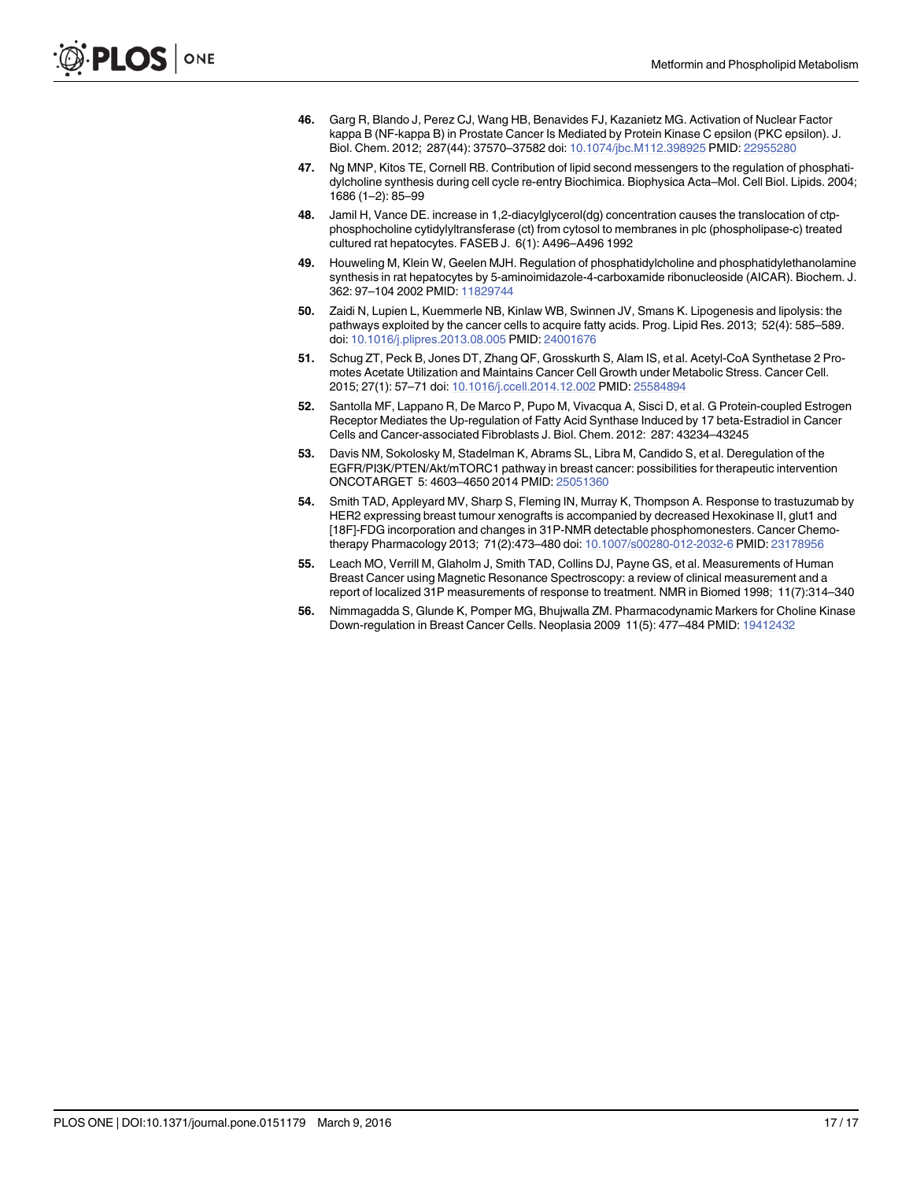46. Garg R, Blando J, Perez CJ, Wang HB, Benavides FJ, Kazanietz MG. Activation of Nuclear Factor kappa B (NF-kappa B) in Prostate Cancer Is Mediated by Protein Kinase C epsilon (PKC epsilon). J. Biol. Chem. 2012; 287(44): 37570–37582 doi: 10.1074/jbc.M112.398925 PMID: 22955280

47. Ng MNP, Kitos TE, Cornell RB. Contribution of lipid second messengers to the regulation of phosphatidylcholine synthesis during cell cycle re-entry Biochimica. Biophysica Acta–Mol. Cell Biol. Lipids. 2004; 1686 (1–2): 85–99

48. Jamil H, Vance DE. increase in 1,2-diacylglycerol(dg) concentration causes the translocation of ctp-phosphocholine cytidylyltransferase (ct) from cytosol to membranes in plc (phospholipase-c) treated cultured rat hepatocytes. FASEB J. 6(1): A496–A496 1992

49. Houweling M, Klein W, Geelen MJH. Regulation of phosphatidylcholine and phosphatidylethanolamine synthesis in rat hepatocytes by 5-aminoimidazole-4-carboxamide ribonucleoside (AICAR). Biochem. J. 362: 97–104 2002 PMID: 11829744

50. Zaidi N, Lupien L, Kuemmerle NB, Kinlaw WB, Swinnen JV, Smans K. Lipogenesis and lipolysis: the pathways exploited by the cancer cells to acquire fatty acids. Prog. Lipid Res. 2013; 52(4): 585–589. doi: 10.1016/j.plipres.2013.08.005 PMID: 24001676

51. Schug ZT, Peck B, Jones DT, Zhang QF, Grosskurth S, Alam IS, et al. Acetyl-CoA Synthetase 2 Promotes Acetate Utilization and Maintains Cancer Cell Growth under Metabolic Stress. Cancer Cell. 2015; 27(1): 57–71 doi: 10.1016/j.ccell.2014.12.002 PMID: 25584894

52. Santolla MF, Lappano R, De Marco P, Pupo M, Vivacqua A, Sisci D, et al. G Protein-coupled Estrogen Receptor Mediates the Up-regulation of Fatty Acid Synthase Induced by 17 beta-Estradiol in Cancer Cells and Cancer-associated Fibroblasts J. Biol. Chem. 2012: 287: 43234–43245

53. Davis NM, Sokolosky M, Stadelman K, Abrams SL, Libra M, Candido S, et al. Deregulation of the EGFR/PI3K/PTEN/Akt/mTORC1 pathway in breast cancer: possibilities for therapeutic intervention ONCOTARGET 5: 4603–4650 2014 PMID: 25051360

54. Smith TAD, Appleyard MV, Sharp S, Fleming IN, Murray K, Thompson A. Response to trastuzumab by HER2 expressing breast tumour xenografts is accompanied by decreased Hexokinase II, glut1 and [18F]-FDG incorporation and changes in 31P-NMR detectable phosphomonesters. Cancer Chemotherapy Pharmacology 2013; 71(2):473–480 doi: 10.1007/s00280-012-2032-6 PMID: 23178956

55. Leach MO, Verrill M, Glaholm J, Smith TAD, Collins DJ, Payne GS, et al. Measurements of Human Breast Cancer using Magnetic Resonance Spectroscopy: a review of clinical measurement and a report of localized 31P measurements of response to treatment. NMR in Biomed 1998; 11(7):314–340

56. Nimmagadda S, Glunde K, Pomper MG, Bhujwalla ZM. Pharmacodynamic Markers for Choline Kinase Down-regulation in Breast Cancer Cells. Neoplasia 2009 11(5): 477–484 PMID: 19412432